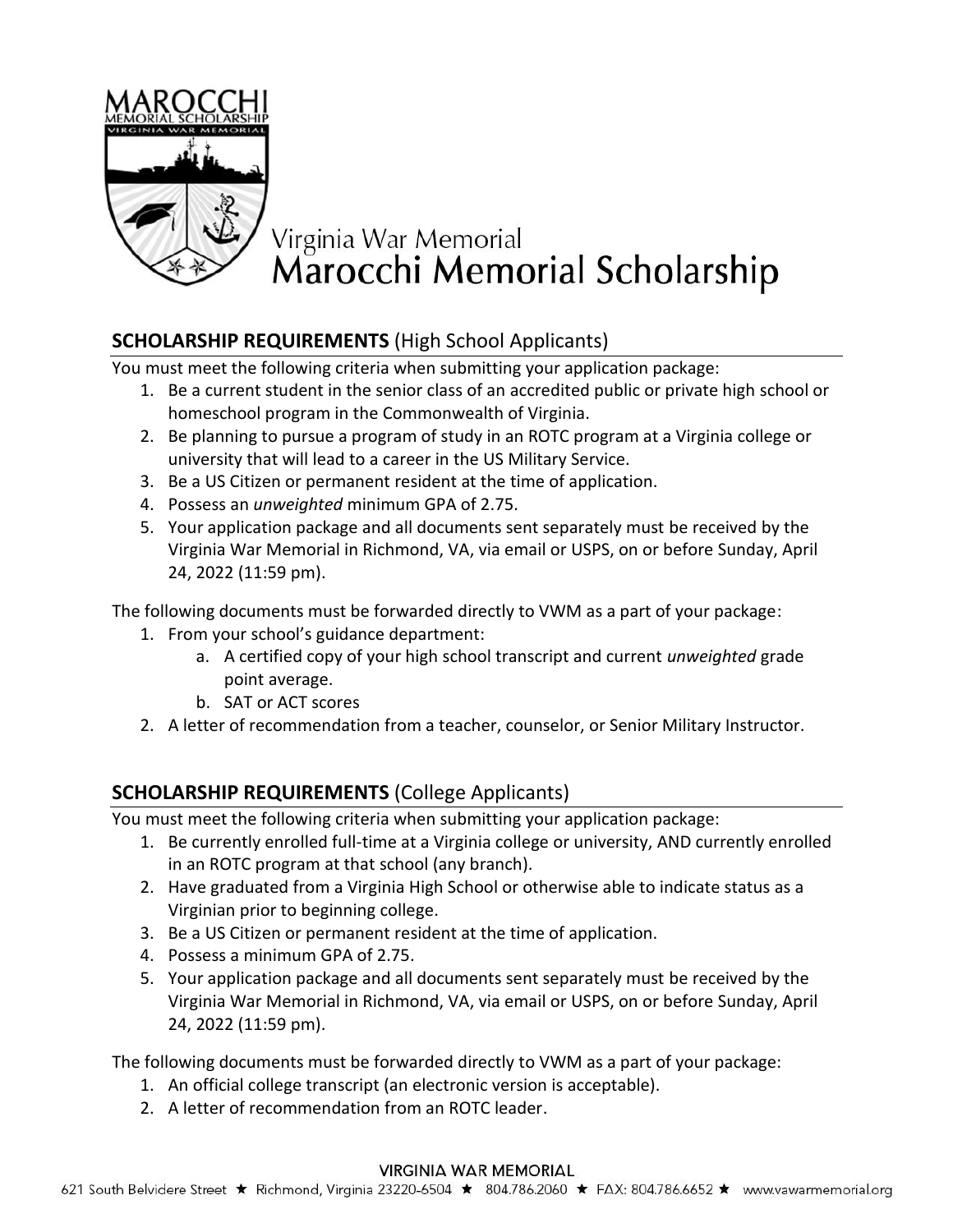# Virginia War Memorial
# Marocchi Memorial Scholarship

## **SCHOLARSHIP REQUIREMENTS** (High School Applicants)

You must meet the following criteria when submitting your application package:

1. Be a current student in the senior class of an accredited public or private high school or homeschool program in the Commonwealth of Virginia.
2. Be planning to pursue a program of study in an ROTC program at a Virginia college or university that will lead to a career in the US Military Service.
3. Be a US Citizen or permanent resident at the time of application.
4. Possess an *unweighted* minimum GPA of 2.75.
5. Your application package and all documents sent separately must be received by the Virginia War Memorial in Richmond, VA, via email or USPS, on or before Sunday, April 24, 2022 (11:59 pm).

The following documents must be forwarded directly to VWM as a part of your package:

1. From your school's guidance department:
   a. A certified copy of your high school transcript and current *unweighted* grade point average.
   b. SAT or ACT scores
2. A letter of recommendation from a teacher, counselor, or Senior Military Instructor.

## **SCHOLARSHIP REQUIREMENTS** (College Applicants)

You must meet the following criteria when submitting your application package:

1. Be currently enrolled full-time at a Virginia college or university, AND currently enrolled in an ROTC program at that school (any branch).
2. Have graduated from a Virginia High School or otherwise able to indicate status as a Virginian prior to beginning college.
3. Be a US Citizen or permanent resident at the time of application.
4. Possess a minimum GPA of 2.75.
5. Your application package and all documents sent separately must be received by the Virginia War Memorial in Richmond, VA, via email or USPS, on or before Sunday, April 24, 2022 (11:59 pm).

The following documents must be forwarded directly to VWM as a part of your package:

1. An official college transcript (an electronic version is acceptable).
2. A letter of recommendation from an ROTC leader.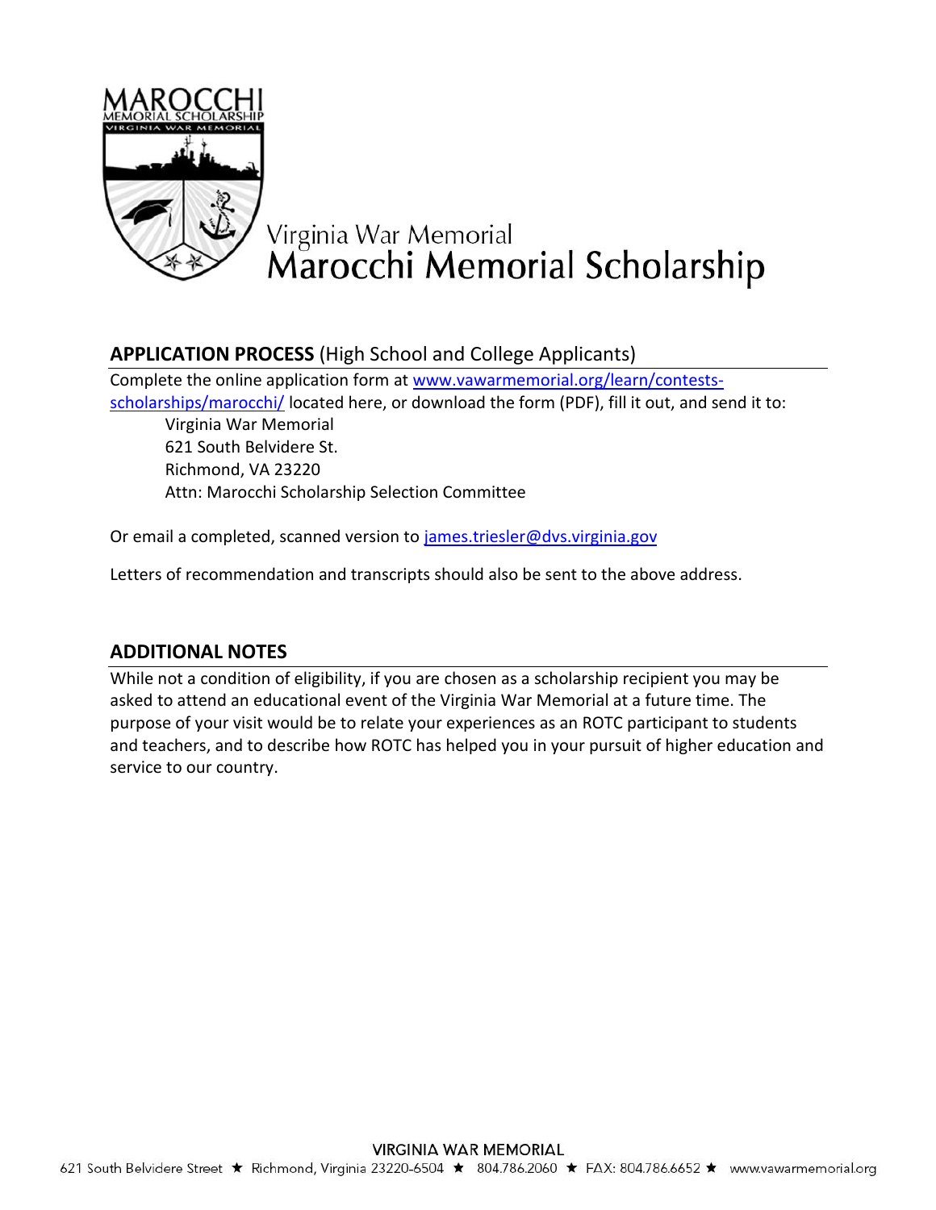# Virginia War Memorial Marocchi Memorial Scholarship

## APPLICATION PROCESS (High School and College Applicants)

Complete the online application form at www.vawarmemorial.org/learn/contests-scholarships/marocchi/ located here, or download the form (PDF), fill it out, and send it to:

Virginia War Memorial
621 South Belvidere St.
Richmond, VA 23220
Attn: Marocchi Scholarship Selection Committee

Or email a completed, scanned version to james.triesler@dvs.virginia.gov

Letters of recommendation and transcripts should also be sent to the above address.

## ADDITIONAL NOTES

While not a condition of eligibility, if you are chosen as a scholarship recipient you may be asked to attend an educational event of the Virginia War Memorial at a future time. The purpose of your visit would be to relate your experiences as an ROTC participant to students and teachers, and to describe how ROTC has helped you in your pursuit of higher education and service to our country.